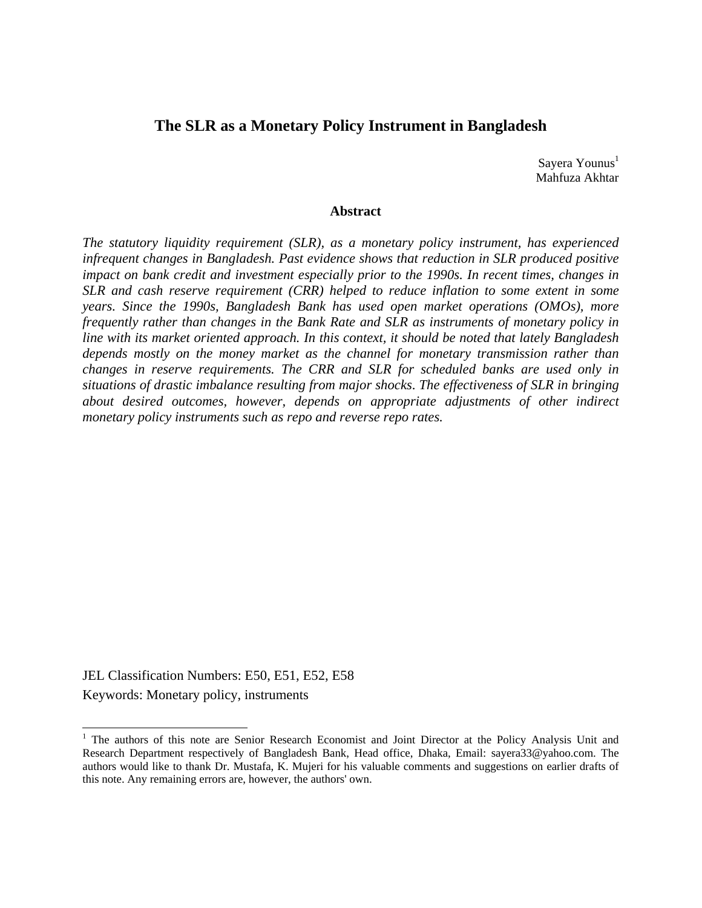# The SLR as a Monetary Policy Instrument in Bangladesh

Sayera Younus[1]
Mahfuza Akhtar

## Abstract

*The statutory liquidity requirement (SLR), as a monetary policy instrument, has experienced infrequent changes in Bangladesh. Past evidence shows that reduction in SLR produced positive impact on bank credit and investment especially prior to the 1990s. In recent times, changes in SLR and cash reserve requirement (CRR) helped to reduce inflation to some extent in some years. Since the 1990s, Bangladesh Bank has used open market operations (OMOs), more frequently rather than changes in the Bank Rate and SLR as instruments of monetary policy in line with its market oriented approach. In this context, it should be noted that lately Bangladesh depends mostly on the money market as the channel for monetary transmission rather than changes in reserve requirements. The CRR and SLR for scheduled banks are used only in situations of drastic imbalance resulting from major shocks. The effectiveness of SLR in bringing about desired outcomes, however, depends on appropriate adjustments of other indirect monetary policy instruments such as repo and reverse repo rates.*

JEL Classification Numbers: E50, E51, E52, E58
Keywords: Monetary policy, instruments

---

[1] The authors of this note are Senior Research Economist and Joint Director at the Policy Analysis Unit and Research Department respectively of Bangladesh Bank, Head office, Dhaka, Email: sayera33@yahoo.com. The authors would like to thank Dr. Mustafa, K. Mujeri for his valuable comments and suggestions on earlier drafts of this note. Any remaining errors are, however, the authors' own.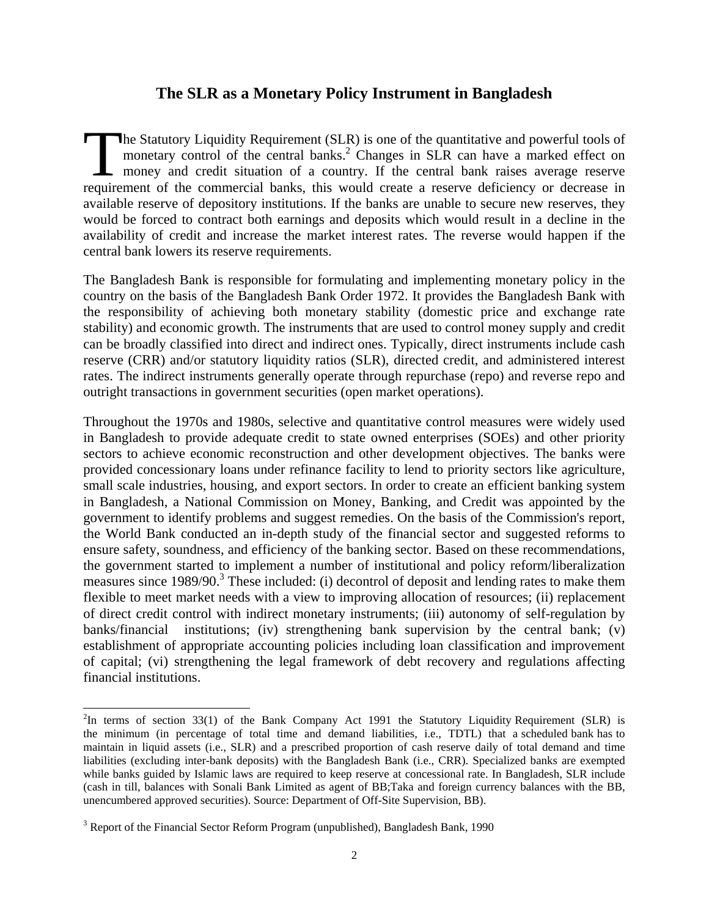## The SLR as a Monetary Policy Instrument in Bangladesh

The Statutory Liquidity Requirement (SLR) is one of the quantitative and powerful tools of monetary control of the central banks.[2] Changes in SLR can have a marked effect on money and credit situation of a country. If the central bank raises average reserve requirement of the commercial banks, this would create a reserve deficiency or decrease in available reserve of depository institutions. If the banks are unable to secure new reserves, they would be forced to contract both earnings and deposits which would result in a decline in the availability of credit and increase the market interest rates. The reverse would happen if the central bank lowers its reserve requirements.

The Bangladesh Bank is responsible for formulating and implementing monetary policy in the country on the basis of the Bangladesh Bank Order 1972. It provides the Bangladesh Bank with the responsibility of achieving both monetary stability (domestic price and exchange rate stability) and economic growth. The instruments that are used to control money supply and credit can be broadly classified into direct and indirect ones. Typically, direct instruments include cash reserve (CRR) and/or statutory liquidity ratios (SLR), directed credit, and administered interest rates. The indirect instruments generally operate through repurchase (repo) and reverse repo and outright transactions in government securities (open market operations).

Throughout the 1970s and 1980s, selective and quantitative control measures were widely used in Bangladesh to provide adequate credit to state owned enterprises (SOEs) and other priority sectors to achieve economic reconstruction and other development objectives. The banks were provided concessionary loans under refinance facility to lend to priority sectors like agriculture, small scale industries, housing, and export sectors. In order to create an efficient banking system in Bangladesh, a National Commission on Money, Banking, and Credit was appointed by the government to identify problems and suggest remedies. On the basis of the Commission's report, the World Bank conducted an in-depth study of the financial sector and suggested reforms to ensure safety, soundness, and efficiency of the banking sector. Based on these recommendations, the government started to implement a number of institutional and policy reform/liberalization measures since 1989/90.[3] These included: (i) decontrol of deposit and lending rates to make them flexible to meet market needs with a view to improving allocation of resources; (ii) replacement of direct credit control with indirect monetary instruments; (iii) autonomy of self-regulation by banks/financial institutions; (iv) strengthening bank supervision by the central bank; (v) establishment of appropriate accounting policies including loan classification and improvement of capital; (vi) strengthening the legal framework of debt recovery and regulations affecting financial institutions.

---

[2] In terms of section 33(1) of the Bank Company Act 1991 the Statutory Liquidity Requirement (SLR) is the minimum (in percentage of total time and demand liabilities, i.e., TDTL) that a scheduled bank has to maintain in liquid assets (i.e., SLR) and a prescribed proportion of cash reserve daily of total demand and time liabilities (excluding inter-bank deposits) with the Bangladesh Bank (i.e., CRR). Specialized banks are exempted while banks guided by Islamic laws are required to keep reserve at concessional rate. In Bangladesh, SLR include (cash in till, balances with Sonali Bank Limited as agent of BB;Taka and foreign currency balances with the BB, unencumbered approved securities). Source: Department of Off-Site Supervision, BB).

[3] Report of the Financial Sector Reform Program (unpublished), Bangladesh Bank, 1990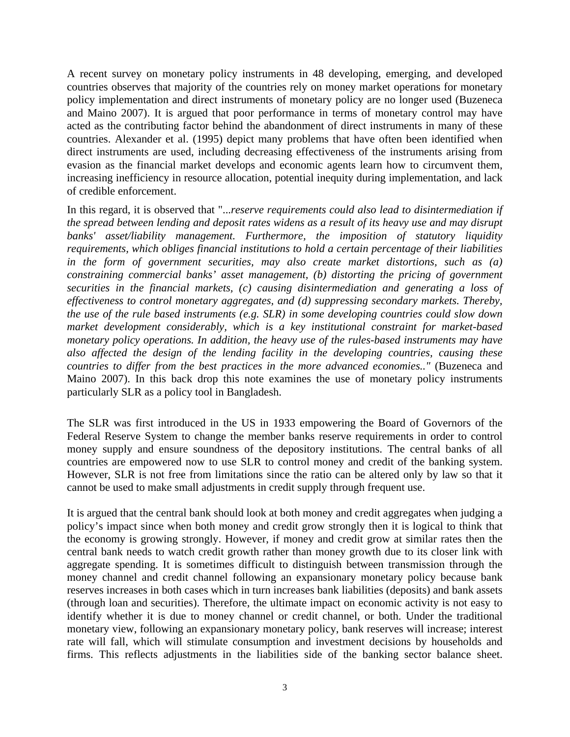A recent survey on monetary policy instruments in 48 developing, emerging, and developed countries observes that majority of the countries rely on money market operations for monetary policy implementation and direct instruments of monetary policy are no longer used (Buzeneca and Maino 2007). It is argued that poor performance in terms of monetary control may have acted as the contributing factor behind the abandonment of direct instruments in many of these countries. Alexander et al. (1995) depict many problems that have often been identified when direct instruments are used, including decreasing effectiveness of the instruments arising from evasion as the financial market develops and economic agents learn how to circumvent them, increasing inefficiency in resource allocation, potential inequity during implementation, and lack of credible enforcement.

In this regard, it is observed that "*...reserve requirements could also lead to disintermediation if the spread between lending and deposit rates widens as a result of its heavy use and may disrupt banks' asset/liability management. Furthermore, the imposition of statutory liquidity requirements, which obliges financial institutions to hold a certain percentage of their liabilities in the form of government securities, may also create market distortions, such as (a) constraining commercial banks' asset management, (b) distorting the pricing of government securities in the financial markets, (c) causing disintermediation and generating a loss of effectiveness to control monetary aggregates, and (d) suppressing secondary markets. Thereby, the use of the rule based instruments (e.g. SLR) in some developing countries could slow down market development considerably, which is a key institutional constraint for market-based monetary policy operations. In addition, the heavy use of the rules-based instruments may have also affected the design of the lending facility in the developing countries, causing these countries to differ from the best practices in the more advanced economies.."* (Buzeneca and Maino 2007). In this back drop this note examines the use of monetary policy instruments particularly SLR as a policy tool in Bangladesh.

The SLR was first introduced in the US in 1933 empowering the Board of Governors of the Federal Reserve System to change the member banks reserve requirements in order to control money supply and ensure soundness of the depository institutions. The central banks of all countries are empowered now to use SLR to control money and credit of the banking system. However, SLR is not free from limitations since the ratio can be altered only by law so that it cannot be used to make small adjustments in credit supply through frequent use.

It is argued that the central bank should look at both money and credit aggregates when judging a policy's impact since when both money and credit grow strongly then it is logical to think that the economy is growing strongly. However, if money and credit grow at similar rates then the central bank needs to watch credit growth rather than money growth due to its closer link with aggregate spending. It is sometimes difficult to distinguish between transmission through the money channel and credit channel following an expansionary monetary policy because bank reserves increases in both cases which in turn increases bank liabilities (deposits) and bank assets (through loan and securities). Therefore, the ultimate impact on economic activity is not easy to identify whether it is due to money channel or credit channel, or both. Under the traditional monetary view, following an expansionary monetary policy, bank reserves will increase; interest rate will fall, which will stimulate consumption and investment decisions by households and firms. This reflects adjustments in the liabilities side of the banking sector balance sheet.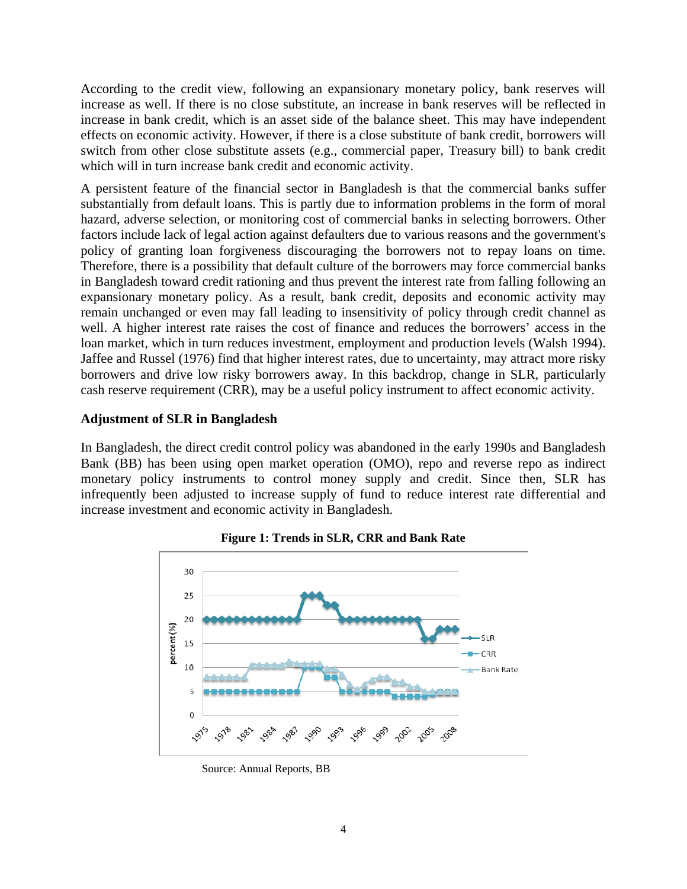According to the credit view, following an expansionary monetary policy, bank reserves will increase as well. If there is no close substitute, an increase in bank reserves will be reflected in increase in bank credit, which is an asset side of the balance sheet. This may have independent effects on economic activity. However, if there is a close substitute of bank credit, borrowers will switch from other close substitute assets (e.g., commercial paper, Treasury bill) to bank credit which will in turn increase bank credit and economic activity.

A persistent feature of the financial sector in Bangladesh is that the commercial banks suffer substantially from default loans. This is partly due to information problems in the form of moral hazard, adverse selection, or monitoring cost of commercial banks in selecting borrowers. Other factors include lack of legal action against defaulters due to various reasons and the government's policy of granting loan forgiveness discouraging the borrowers not to repay loans on time. Therefore, there is a possibility that default culture of the borrowers may force commercial banks in Bangladesh toward credit rationing and thus prevent the interest rate from falling following an expansionary monetary policy. As a result, bank credit, deposits and economic activity may remain unchanged or even may fall leading to insensitivity of policy through credit channel as well. A higher interest rate raises the cost of finance and reduces the borrowers' access in the loan market, which in turn reduces investment, employment and production levels (Walsh 1994). Jaffee and Russel (1976) find that higher interest rates, due to uncertainty, may attract more risky borrowers and drive low risky borrowers away. In this backdrop, change in SLR, particularly cash reserve requirement (CRR), may be a useful policy instrument to affect economic activity.

**Adjustment of SLR in Bangladesh**

In Bangladesh, the direct credit control policy was abandoned in the early 1990s and Bangladesh Bank (BB) has been using open market operation (OMO), repo and reverse repo as indirect monetary policy instruments to control money supply and credit. Since then, SLR has infrequently been adjusted to increase supply of fund to reduce interest rate differential and increase investment and economic activity in Bangladesh.

**Figure 1: Trends in SLR, CRR and Bank Rate**

Source: Annual Reports, BB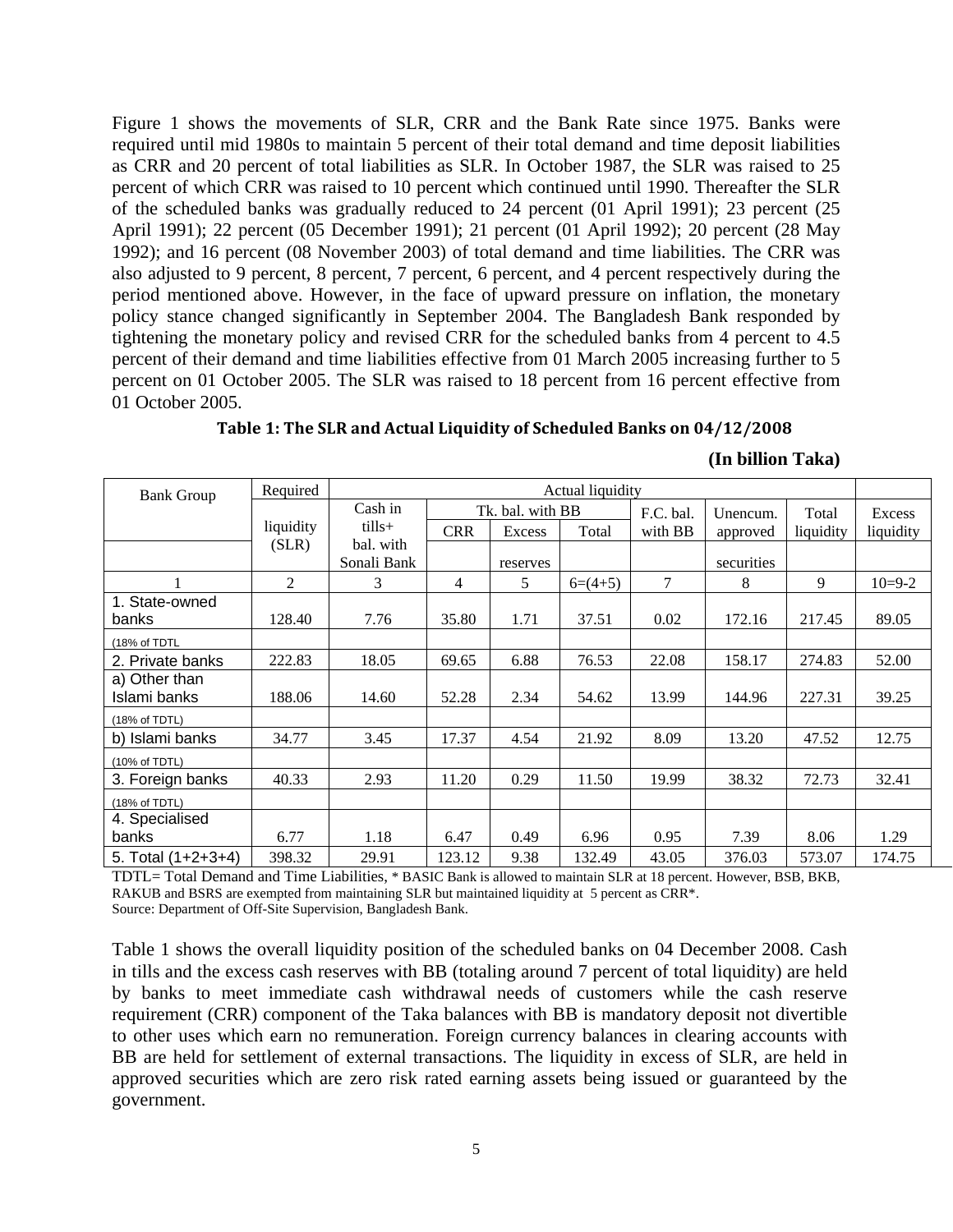Figure 1 shows the movements of SLR, CRR and the Bank Rate since 1975. Banks were required until mid 1980s to maintain 5 percent of their total demand and time deposit liabilities as CRR and 20 percent of total liabilities as SLR. In October 1987, the SLR was raised to 25 percent of which CRR was raised to 10 percent which continued until 1990. Thereafter the SLR of the scheduled banks was gradually reduced to 24 percent (01 April 1991); 23 percent (25 April 1991); 22 percent (05 December 1991); 21 percent (01 April 1992); 20 percent (28 May 1992); and 16 percent (08 November 2003) of total demand and time liabilities. The CRR was also adjusted to 9 percent, 8 percent, 7 percent, 6 percent, and 4 percent respectively during the period mentioned above. However, in the face of upward pressure on inflation, the monetary policy stance changed significantly in September 2004. The Bangladesh Bank responded by tightening the monetary policy and revised CRR for the scheduled banks from 4 percent to 4.5 percent of their demand and time liabilities effective from 01 March 2005 increasing further to 5 percent on 01 October 2005. The SLR was raised to 18 percent from 16 percent effective from 01 October 2005.

**Table 1: The SLR and Actual Liquidity of Scheduled Banks on 04/12/2008**

**(In billion Taka)**

| Bank Group | Required liquidity (SLR) | Actual liquidity | | | | | | | |
|---|---|---|---|---|---|---|---|---|---|
| | | Cash in tills+ bal. with Sonali Bank | Tk. bal. with BB | | | F.C. bal. with BB | Unencum. approved securities | Total liquidity | Excess liquidity |
| | | | CRR | Excess reserves | Total | | | | |
| 1 | 2 | 3 | 4 | 5 | 6=(4+5) | 7 | 8 | 9 | 10=9-2 |
| 1. State-owned banks | 128.40 | 7.76 | 35.80 | 1.71 | 37.51 | 0.02 | 172.16 | 217.45 | 89.05 |
| (18% of TDTL | | | | | | | | | |
| 2. Private banks | 222.83 | 18.05 | 69.65 | 6.88 | 76.53 | 22.08 | 158.17 | 274.83 | 52.00 |
| a) Other than Islami banks | 188.06 | 14.60 | 52.28 | 2.34 | 54.62 | 13.99 | 144.96 | 227.31 | 39.25 |
| (18% of TDTL) | | | | | | | | | |
| b) Islami banks | 34.77 | 3.45 | 17.37 | 4.54 | 21.92 | 8.09 | 13.20 | 47.52 | 12.75 |
| (10% of TDTL) | | | | | | | | | |
| 3. Foreign banks | 40.33 | 2.93 | 11.20 | 0.29 | 11.50 | 19.99 | 38.32 | 72.73 | 32.41 |
| (18% of TDTL) | | | | | | | | | |
| 4. Specialised banks | 6.77 | 1.18 | 6.47 | 0.49 | 6.96 | 0.95 | 7.39 | 8.06 | 1.29 |
| 5. Total (1+2+3+4) | 398.32 | 29.91 | 123.12 | 9.38 | 132.49 | 43.05 | 376.03 | 573.07 | 174.75 |

TDTL= Total Demand and Time Liabilities, * BASIC Bank is allowed to maintain SLR at 18 percent. However, BSB, BKB, RAKUB and BSRS are exempted from maintaining SLR but maintained liquidity at 5 percent as CRR*.
Source: Department of Off-Site Supervision, Bangladesh Bank.

Table 1 shows the overall liquidity position of the scheduled banks on 04 December 2008. Cash in tills and the excess cash reserves with BB (totaling around 7 percent of total liquidity) are held by banks to meet immediate cash withdrawal needs of customers while the cash reserve requirement (CRR) component of the Taka balances with BB is mandatory deposit not divertible to other uses which earn no remuneration. Foreign currency balances in clearing accounts with BB are held for settlement of external transactions. The liquidity in excess of SLR, are held in approved securities which are zero risk rated earning assets being issued or guaranteed by the government.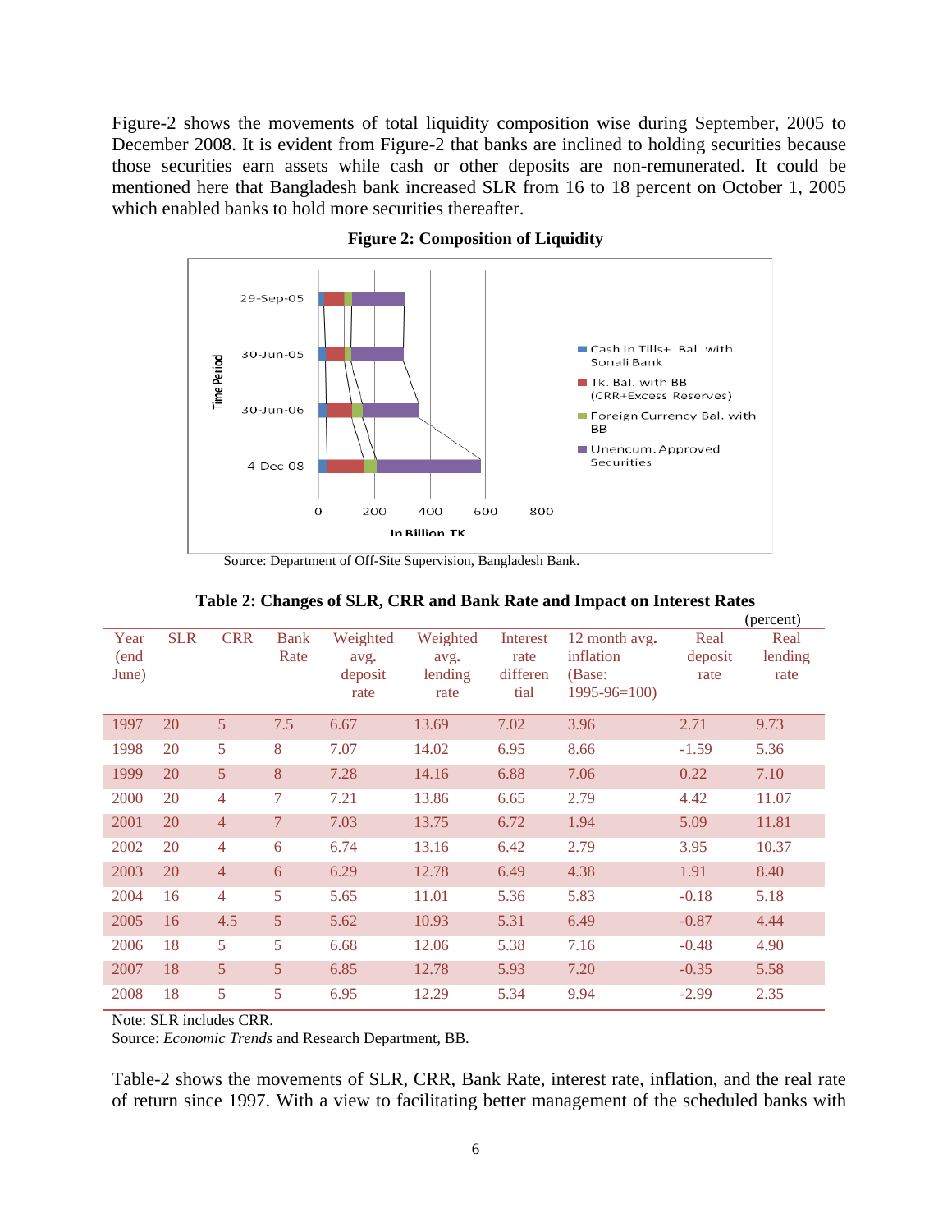Figure-2 shows the movements of total liquidity composition wise during September, 2005 to December 2008. It is evident from Figure-2 that banks are inclined to holding securities because those securities earn assets while cash or other deposits are non-remunerated. It could be mentioned here that Bangladesh bank increased SLR from 16 to 18 percent on October 1, 2005 which enabled banks to hold more securities thereafter.

**Figure 2: Composition of Liquidity**

Source: Department of Off-Site Supervision, Bangladesh Bank.

**Table 2: Changes of SLR, CRR and Bank Rate and Impact on Interest Rates**

(percent)

| Year (end June) | SLR | CRR | Bank Rate | Weighted avg. deposit rate | Weighted avg. lending rate | Interest rate differential | 12 month avg. inflation (Base: 1995-96=100) | Real deposit rate | Real lending rate |
|---|---|---|---|---|---|---|---|---|---|
| 1997 | 20 | 5 | 7.5 | 6.67 | 13.69 | 7.02 | 3.96 | 2.71 | 9.73 |
| 1998 | 20 | 5 | 8 | 7.07 | 14.02 | 6.95 | 8.66 | -1.59 | 5.36 |
| 1999 | 20 | 5 | 8 | 7.28 | 14.16 | 6.88 | 7.06 | 0.22 | 7.10 |
| 2000 | 20 | 4 | 7 | 7.21 | 13.86 | 6.65 | 2.79 | 4.42 | 11.07 |
| 2001 | 20 | 4 | 7 | 7.03 | 13.75 | 6.72 | 1.94 | 5.09 | 11.81 |
| 2002 | 20 | 4 | 6 | 6.74 | 13.16 | 6.42 | 2.79 | 3.95 | 10.37 |
| 2003 | 20 | 4 | 6 | 6.29 | 12.78 | 6.49 | 4.38 | 1.91 | 8.40 |
| 2004 | 16 | 4 | 5 | 5.65 | 11.01 | 5.36 | 5.83 | -0.18 | 5.18 |
| 2005 | 16 | 4.5 | 5 | 5.62 | 10.93 | 5.31 | 6.49 | -0.87 | 4.44 |
| 2006 | 18 | 5 | 5 | 6.68 | 12.06 | 5.38 | 7.16 | -0.48 | 4.90 |
| 2007 | 18 | 5 | 5 | 6.85 | 12.78 | 5.93 | 7.20 | -0.35 | 5.58 |
| 2008 | 18 | 5 | 5 | 6.95 | 12.29 | 5.34 | 9.94 | -2.99 | 2.35 |

Note: SLR includes CRR.
Source: *Economic Trends* and Research Department, BB.

Table-2 shows the movements of SLR, CRR, Bank Rate, interest rate, inflation, and the real rate of return since 1997. With a view to facilitating better management of the scheduled banks with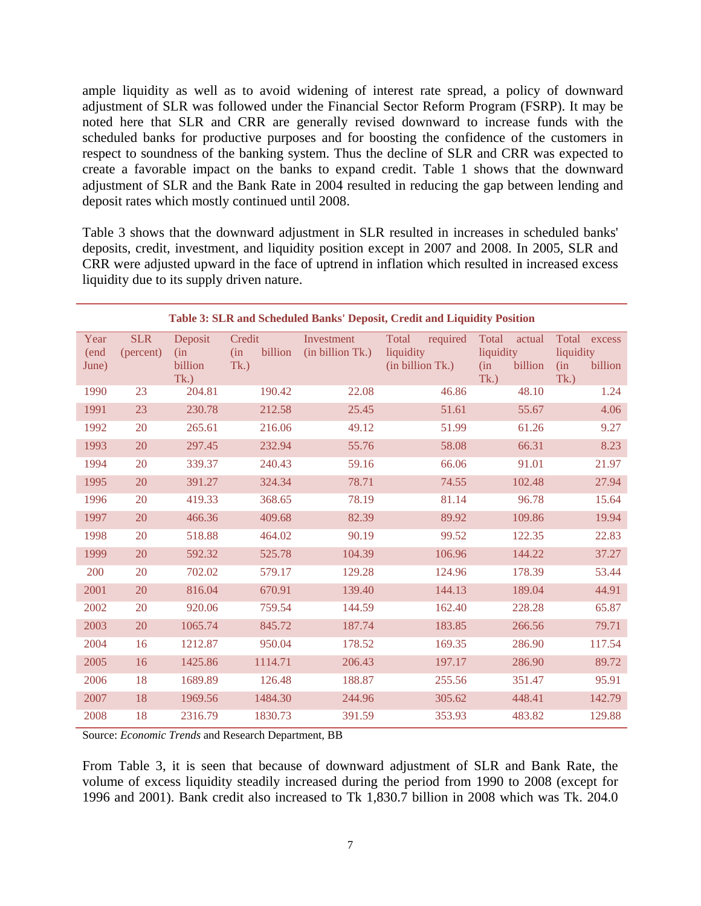ample liquidity as well as to avoid widening of interest rate spread, a policy of downward adjustment of SLR was followed under the Financial Sector Reform Program (FSRP). It may be noted here that SLR and CRR are generally revised downward to increase funds with the scheduled banks for productive purposes and for boosting the confidence of the customers in respect to soundness of the banking system. Thus the decline of SLR and CRR was expected to create a favorable impact on the banks to expand credit. Table 1 shows that the downward adjustment of SLR and the Bank Rate in 2004 resulted in reducing the gap between lending and deposit rates which mostly continued until 2008.

Table 3 shows that the downward adjustment in SLR resulted in increases in scheduled banks' deposits, credit, investment, and liquidity position except in 2007 and 2008. In 2005, SLR and CRR were adjusted upward in the face of uptrend in inflation which resulted in increased excess liquidity due to its supply driven nature.

**Table 3: SLR and Scheduled Banks' Deposit, Credit and Liquidity Position**

| Year (end June) | SLR (percent) | Deposit (in billion Tk.) | Credit (in billion Tk.) | Investment (in billion Tk.) | Total required liquidity (in billion Tk.) | Total actual liquidity (in billion Tk.) | Total excess liquidity (in billion Tk.) |
|---|---|---|---|---|---|---|---|
| 1990 | 23 | 204.81 | 190.42 | 22.08 | 46.86 | 48.10 | 1.24 |
| 1991 | 23 | 230.78 | 212.58 | 25.45 | 51.61 | 55.67 | 4.06 |
| 1992 | 20 | 265.61 | 216.06 | 49.12 | 51.99 | 61.26 | 9.27 |
| 1993 | 20 | 297.45 | 232.94 | 55.76 | 58.08 | 66.31 | 8.23 |
| 1994 | 20 | 339.37 | 240.43 | 59.16 | 66.06 | 91.01 | 21.97 |
| 1995 | 20 | 391.27 | 324.34 | 78.71 | 74.55 | 102.48 | 27.94 |
| 1996 | 20 | 419.33 | 368.65 | 78.19 | 81.14 | 96.78 | 15.64 |
| 1997 | 20 | 466.36 | 409.68 | 82.39 | 89.92 | 109.86 | 19.94 |
| 1998 | 20 | 518.88 | 464.02 | 90.19 | 99.52 | 122.35 | 22.83 |
| 1999 | 20 | 592.32 | 525.78 | 104.39 | 106.96 | 144.22 | 37.27 |
| 200 | 20 | 702.02 | 579.17 | 129.28 | 124.96 | 178.39 | 53.44 |
| 2001 | 20 | 816.04 | 670.91 | 139.40 | 144.13 | 189.04 | 44.91 |
| 2002 | 20 | 920.06 | 759.54 | 144.59 | 162.40 | 228.28 | 65.87 |
| 2003 | 20 | 1065.74 | 845.72 | 187.74 | 183.85 | 266.56 | 79.71 |
| 2004 | 16 | 1212.87 | 950.04 | 178.52 | 169.35 | 286.90 | 117.54 |
| 2005 | 16 | 1425.86 | 1114.71 | 206.43 | 197.17 | 286.90 | 89.72 |
| 2006 | 18 | 1689.89 | 126.48 | 188.87 | 255.56 | 351.47 | 95.91 |
| 2007 | 18 | 1969.56 | 1484.30 | 244.96 | 305.62 | 448.41 | 142.79 |
| 2008 | 18 | 2316.79 | 1830.73 | 391.59 | 353.93 | 483.82 | 129.88 |

Source: *Economic Trends* and Research Department, BB

From Table 3, it is seen that because of downward adjustment of SLR and Bank Rate, the volume of excess liquidity steadily increased during the period from 1990 to 2008 (except for 1996 and 2001). Bank credit also increased to Tk 1,830.7 billion in 2008 which was Tk. 204.0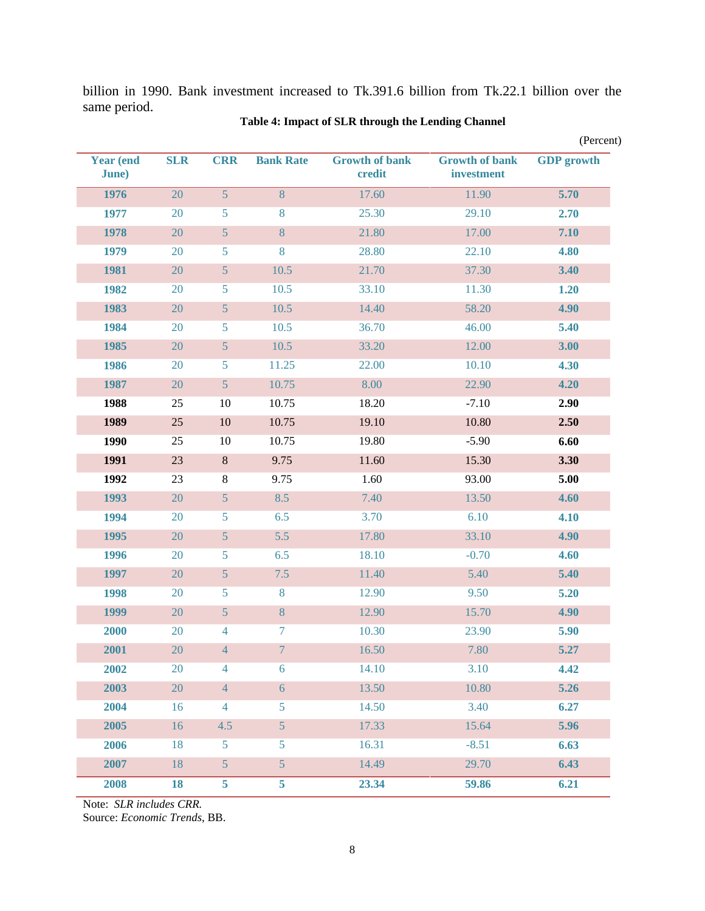billion in 1990. Bank investment increased to Tk.391.6 billion from Tk.22.1 billion over the same period.

**Table 4: Impact of SLR through the Lending Channel**

(Percent)

| Year (end June) | SLR | CRR | Bank Rate | Growth of bank credit | Growth of bank investment | GDP growth |
|---|---|---|---|---|---|---|
| **1976** | 20 | 5 | 8 | 17.60 | 11.90 | **5.70** |
| **1977** | 20 | 5 | 8 | 25.30 | 29.10 | **2.70** |
| **1978** | 20 | 5 | 8 | 21.80 | 17.00 | **7.10** |
| **1979** | 20 | 5 | 8 | 28.80 | 22.10 | **4.80** |
| **1981** | 20 | 5 | 10.5 | 21.70 | 37.30 | **3.40** |
| **1982** | 20 | 5 | 10.5 | 33.10 | 11.30 | **1.20** |
| **1983** | 20 | 5 | 10.5 | 14.40 | 58.20 | **4.90** |
| **1984** | 20 | 5 | 10.5 | 36.70 | 46.00 | **5.40** |
| **1985** | 20 | 5 | 10.5 | 33.20 | 12.00 | **3.00** |
| **1986** | 20 | 5 | 11.25 | 22.00 | 10.10 | **4.30** |
| **1987** | 20 | 5 | 10.75 | 8.00 | 22.90 | **4.20** |
| **1988** | 25 | 10 | 10.75 | 18.20 | -7.10 | **2.90** |
| **1989** | 25 | 10 | 10.75 | 19.10 | 10.80 | **2.50** |
| **1990** | 25 | 10 | 10.75 | 19.80 | -5.90 | **6.60** |
| **1991** | 23 | 8 | 9.75 | 11.60 | 15.30 | **3.30** |
| **1992** | 23 | 8 | 9.75 | 1.60 | 93.00 | **5.00** |
| **1993** | 20 | 5 | 8.5 | 7.40 | 13.50 | **4.60** |
| **1994** | 20 | 5 | 6.5 | 3.70 | 6.10 | **4.10** |
| **1995** | 20 | 5 | 5.5 | 17.80 | 33.10 | **4.90** |
| **1996** | 20 | 5 | 6.5 | 18.10 | -0.70 | **4.60** |
| **1997** | 20 | 5 | 7.5 | 11.40 | 5.40 | **5.40** |
| **1998** | 20 | 5 | 8 | 12.90 | 9.50 | **5.20** |
| **1999** | 20 | 5 | 8 | 12.90 | 15.70 | **4.90** |
| **2000** | 20 | 4 | 7 | 10.30 | 23.90 | **5.90** |
| **2001** | 20 | 4 | 7 | 16.50 | 7.80 | **5.27** |
| **2002** | 20 | 4 | 6 | 14.10 | 3.10 | **4.42** |
| **2003** | 20 | 4 | 6 | 13.50 | 10.80 | **5.26** |
| **2004** | 16 | 4 | 5 | 14.50 | 3.40 | **6.27** |
| **2005** | 16 | 4.5 | 5 | 17.33 | 15.64 | **5.96** |
| **2006** | 18 | 5 | 5 | 16.31 | -8.51 | **6.63** |
| **2007** | 18 | 5 | 5 | 14.49 | 29.70 | **6.43** |
| **2008** | **18** | **5** | **5** | **23.34** | **59.86** | **6.21** |

Note: *SLR includes CRR.*

Source: *Economic Trends*, BB.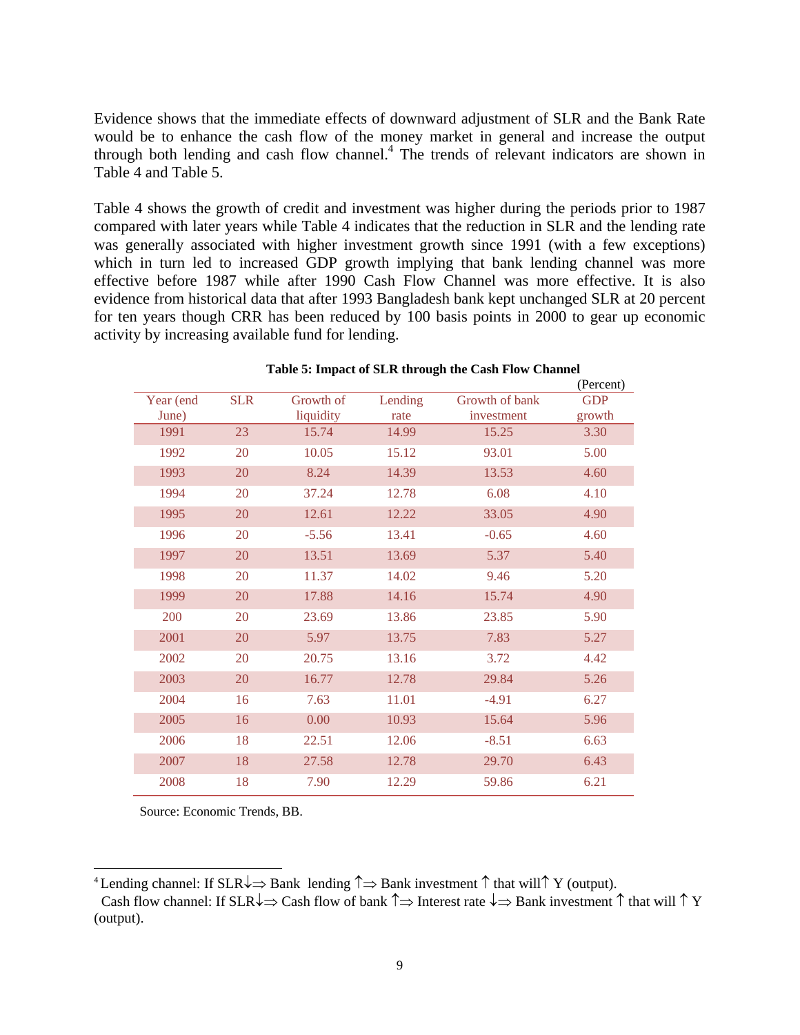Evidence shows that the immediate effects of downward adjustment of SLR and the Bank Rate would be to enhance the cash flow of the money market in general and increase the output through both lending and cash flow channel.[4] The trends of relevant indicators are shown in Table 4 and Table 5.

Table 4 shows the growth of credit and investment was higher during the periods prior to 1987 compared with later years while Table 4 indicates that the reduction in SLR and the lending rate was generally associated with higher investment growth since 1991 (with a few exceptions) which in turn led to increased GDP growth implying that bank lending channel was more effective before 1987 while after 1990 Cash Flow Channel was more effective. It is also evidence from historical data that after 1993 Bangladesh bank kept unchanged SLR at 20 percent for ten years though CRR has been reduced by 100 basis points in 2000 to gear up economic activity by increasing available fund for lending.

**Table 5: Impact of SLR through the Cash Flow Channel**

(Percent)

| Year (end June) | SLR | Growth of liquidity | Lending rate | Growth of bank investment | GDP growth |
|---|---|---|---|---|---|
| 1991 | 23 | 15.74 | 14.99 | 15.25 | 3.30 |
| 1992 | 20 | 10.05 | 15.12 | 93.01 | 5.00 |
| 1993 | 20 | 8.24 | 14.39 | 13.53 | 4.60 |
| 1994 | 20 | 37.24 | 12.78 | 6.08 | 4.10 |
| 1995 | 20 | 12.61 | 12.22 | 33.05 | 4.90 |
| 1996 | 20 | -5.56 | 13.41 | -0.65 | 4.60 |
| 1997 | 20 | 13.51 | 13.69 | 5.37 | 5.40 |
| 1998 | 20 | 11.37 | 14.02 | 9.46 | 5.20 |
| 1999 | 20 | 17.88 | 14.16 | 15.74 | 4.90 |
| 200 | 20 | 23.69 | 13.86 | 23.85 | 5.90 |
| 2001 | 20 | 5.97 | 13.75 | 7.83 | 5.27 |
| 2002 | 20 | 20.75 | 13.16 | 3.72 | 4.42 |
| 2003 | 20 | 16.77 | 12.78 | 29.84 | 5.26 |
| 2004 | 16 | 7.63 | 11.01 | -4.91 | 6.27 |
| 2005 | 16 | 0.00 | 10.93 | 15.64 | 5.96 |
| 2006 | 18 | 22.51 | 12.06 | -8.51 | 6.63 |
| 2007 | 18 | 27.58 | 12.78 | 29.70 | 6.43 |
| 2008 | 18 | 7.90 | 12.29 | 59.86 | 6.21 |

Source: Economic Trends, BB.

---

[4] Lending channel: If SLR↓⇒ Bank lending ↑⇒ Bank investment ↑ that will↑ Y (output).
Cash flow channel: If SLR↓⇒ Cash flow of bank ↑⇒ Interest rate ↓⇒ Bank investment ↑ that will ↑ Y (output).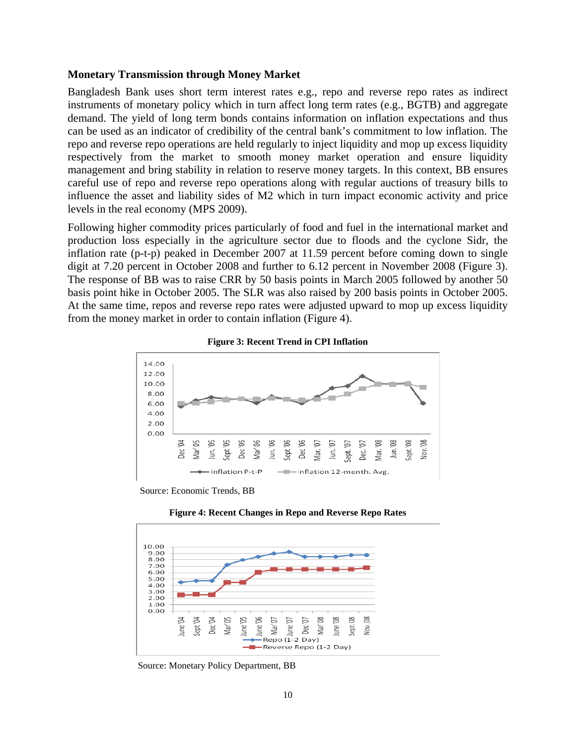**Monetary Transmission through Money Market**

Bangladesh Bank uses short term interest rates e.g., repo and reverse repo rates as indirect instruments of monetary policy which in turn affect long term rates (e.g., BGTB) and aggregate demand. The yield of long term bonds contains information on inflation expectations and thus can be used as an indicator of credibility of the central bank's commitment to low inflation. The repo and reverse repo operations are held regularly to inject liquidity and mop up excess liquidity respectively from the market to smooth money market operation and ensure liquidity management and bring stability in relation to reserve money targets. In this context, BB ensures careful use of repo and reverse repo operations along with regular auctions of treasury bills to influence the asset and liability sides of M2 which in turn impact economic activity and price levels in the real economy (MPS 2009).

Following higher commodity prices particularly of food and fuel in the international market and production loss especially in the agriculture sector due to floods and the cyclone Sidr, the inflation rate (p-t-p) peaked in December 2007 at 11.59 percent before coming down to single digit at 7.20 percent in October 2008 and further to 6.12 percent in November 2008 (Figure 3). The response of BB was to raise CRR by 50 basis points in March 2005 followed by another 50 basis point hike in October 2005. The SLR was also raised by 200 basis points in October 2005. At the same time, repos and reverse repo rates were adjusted upward to mop up excess liquidity from the money market in order to contain inflation (Figure 4).

**Figure 3: Recent Trend in CPI Inflation**

Source: Economic Trends, BB

**Figure 4: Recent Changes in Repo and Reverse Repo Rates**

Source: Monetary Policy Department, BB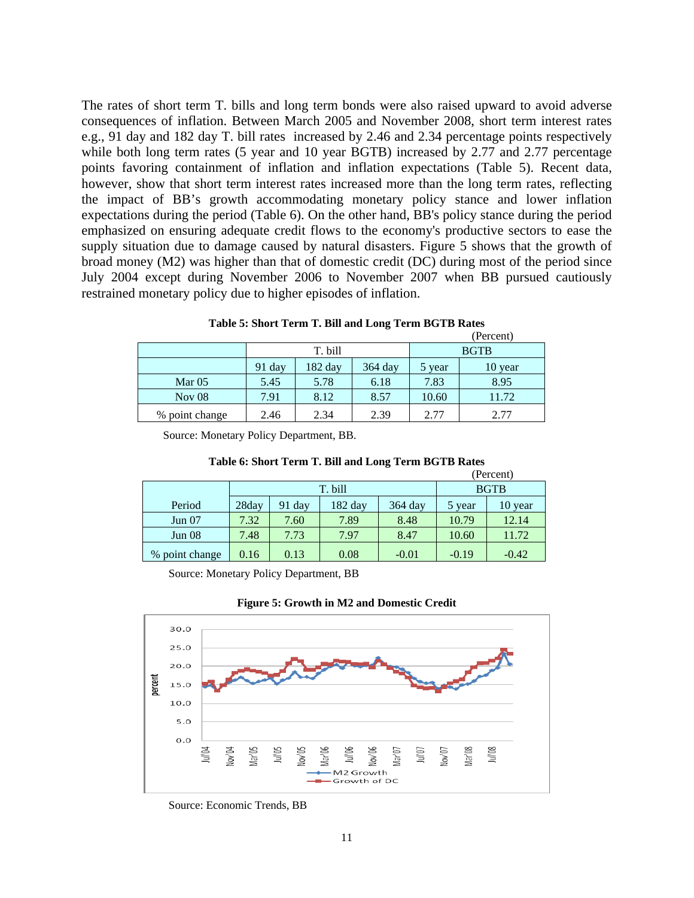The rates of short term T. bills and long term bonds were also raised upward to avoid adverse consequences of inflation. Between March 2005 and November 2008, short term interest rates e.g., 91 day and 182 day T. bill rates increased by 2.46 and 2.34 percentage points respectively while both long term rates (5 year and 10 year BGTB) increased by 2.77 and 2.77 percentage points favoring containment of inflation and inflation expectations (Table 5). Recent data, however, show that short term interest rates increased more than the long term rates, reflecting the impact of BB's growth accommodating monetary policy stance and lower inflation expectations during the period (Table 6). On the other hand, BB's policy stance during the period emphasized on ensuring adequate credit flows to the economy's productive sectors to ease the supply situation due to damage caused by natural disasters. Figure 5 shows that the growth of broad money (M2) was higher than that of domestic credit (DC) during most of the period since July 2004 except during November 2006 to November 2007 when BB pursued cautiously restrained monetary policy due to higher episodes of inflation.

**Table 5: Short Term T. Bill and Long Term BGTB Rates**

(Percent)

| | T. bill | | | BGTB | |
|---|---|---|---|---|---|
| | 91 day | 182 day | 364 day | 5 year | 10 year |
| Mar 05 | 5.45 | 5.78 | 6.18 | 7.83 | 8.95 |
| Nov 08 | 7.91 | 8.12 | 8.57 | 10.60 | 11.72 |
| % point change | 2.46 | 2.34 | 2.39 | 2.77 | 2.77 |

Source: Monetary Policy Department, BB.

**Table 6: Short Term T. Bill and Long Term BGTB Rates**

(Percent)

| | T. bill | | | | BGTB | |
|---|---|---|---|---|---|---|
| Period | 28day | 91 day | 182 day | 364 day | 5 year | 10 year |
| Jun 07 | 7.32 | 7.60 | 7.89 | 8.48 | 10.79 | 12.14 |
| Jun 08 | 7.48 | 7.73 | 7.97 | 8.47 | 10.60 | 11.72 |
| % point change | 0.16 | 0.13 | 0.08 | -0.01 | -0.19 | -0.42 |

Source: Monetary Policy Department, BB

**Figure 5: Growth in M2 and Domestic Credit**

Source: Economic Trends, BB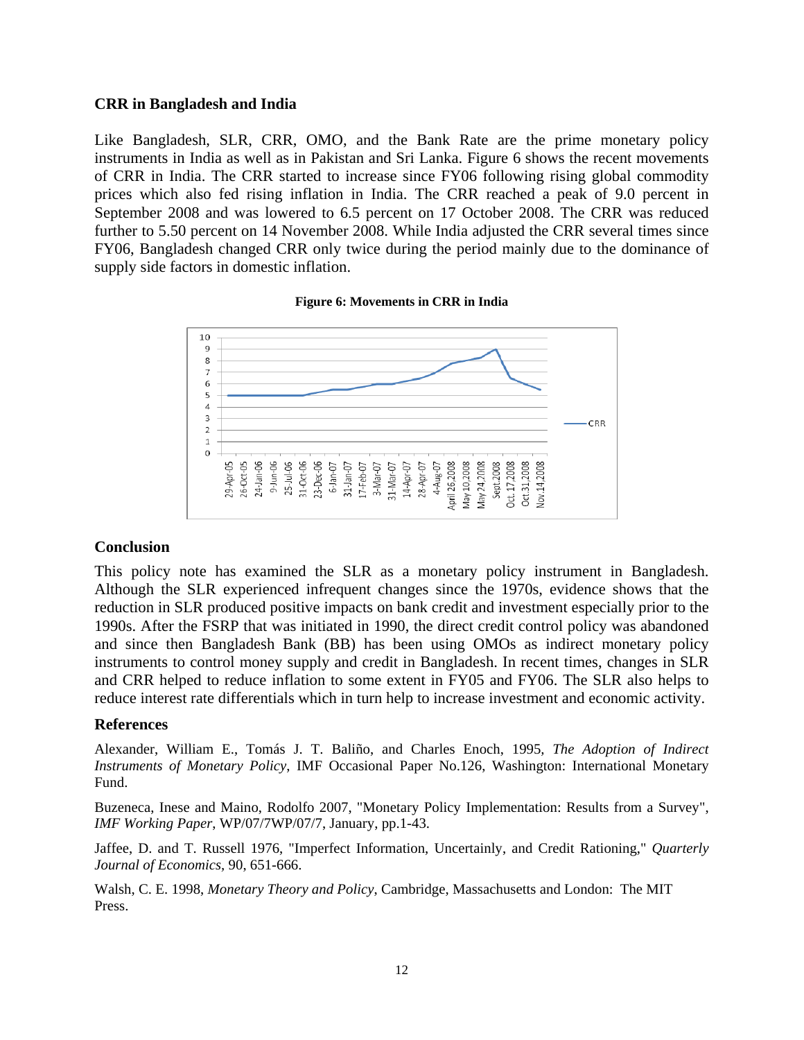**CRR in Bangladesh and India**

Like Bangladesh, SLR, CRR, OMO, and the Bank Rate are the prime monetary policy instruments in India as well as in Pakistan and Sri Lanka. Figure 6 shows the recent movements of CRR in India. The CRR started to increase since FY06 following rising global commodity prices which also fed rising inflation in India. The CRR reached a peak of 9.0 percent in September 2008 and was lowered to 6.5 percent on 17 October 2008. The CRR was reduced further to 5.50 percent on 14 November 2008. While India adjusted the CRR several times since FY06, Bangladesh changed CRR only twice during the period mainly due to the dominance of supply side factors in domestic inflation.

**Figure 6: Movements in CRR in India**

10
9
8
7
6
5
4
3
2
1
0

29-Apr-05
26-Oct-05
24-Jan-06
9-Jun-06
25-Jul-06
31-Oct-06
23-Dec-06
6-Jan-07
31-Jan-07
17-Feb-07
3-Mar-07
31-Mar-07
14-Apr-07
28-Apr-07
4-Aug-07
April 26,2008
May 10,2008
May 24,2008
Sept.2008
Oct. 17,2008
Oct.31,2008
Nov.14,2008

CRR

**Conclusion**

This policy note has examined the SLR as a monetary policy instrument in Bangladesh. Although the SLR experienced infrequent changes since the 1970s, evidence shows that the reduction in SLR produced positive impacts on bank credit and investment especially prior to the 1990s. After the FSRP that was initiated in 1990, the direct credit control policy was abandoned and since then Bangladesh Bank (BB) has been using OMOs as indirect monetary policy instruments to control money supply and credit in Bangladesh. In recent times, changes in SLR and CRR helped to reduce inflation to some extent in FY05 and FY06. The SLR also helps to reduce interest rate differentials which in turn help to increase investment and economic activity.

**References**

Alexander, William E., Tomás J. T. Baliño, and Charles Enoch, 1995, *The Adoption of Indirect Instruments of Monetary Policy*, IMF Occasional Paper No.126, Washington: International Monetary Fund.

Buzeneca, Inese and Maino, Rodolfo 2007, "Monetary Policy Implementation: Results from a Survey", *IMF Working Paper*, WP/07/7WP/07/7, January, pp.1-43.

Jaffee, D. and T. Russell 1976, "Imperfect Information, Uncertainly, and Credit Rationing," *Quarterly Journal of Economics*, 90, 651-666.

Walsh, C. E. 1998, *Monetary Theory and Policy*, Cambridge, Massachusetts and London: The MIT Press.